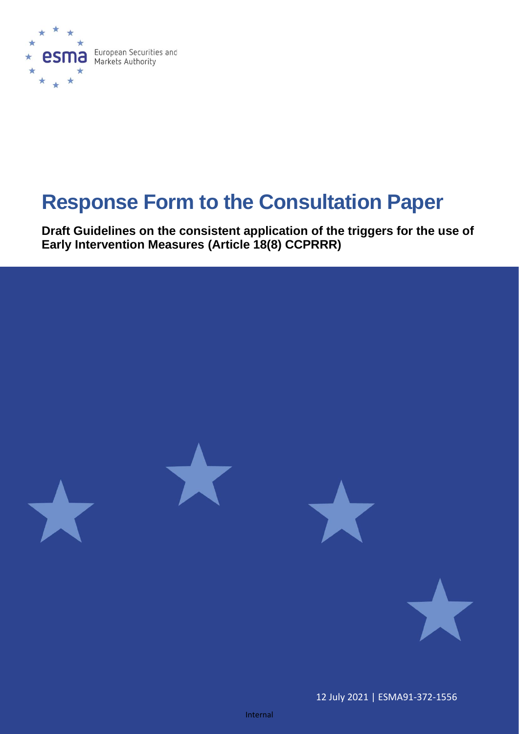European Securities and Markets Authority

# Response Form to the Consultation Paper

**Draft Guidelines on the consistent application of the triggers for the use of Early Intervention Measures (Article 18(8) CCPRRR)**

12 July 2021 | ESMA91-372-1556

Internal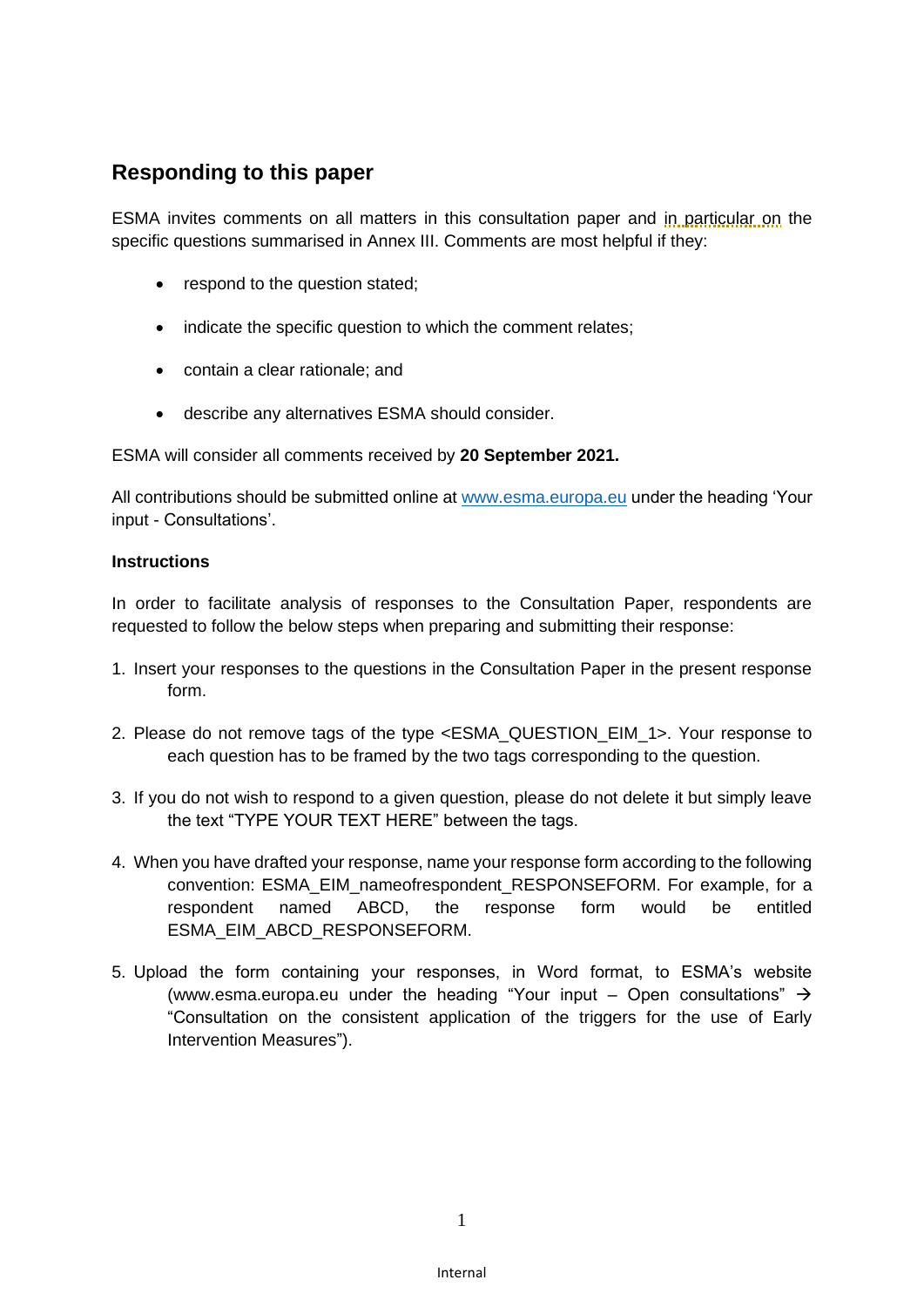## Responding to this paper

ESMA invites comments on all matters in this consultation paper and in particular on the specific questions summarised in Annex III. Comments are most helpful if they:

- respond to the question stated;
- indicate the specific question to which the comment relates;
- contain a clear rationale; and
- describe any alternatives ESMA should consider.

ESMA will consider all comments received by **20 September 2021.**

All contributions should be submitted online at [www.esma.europa.eu](www.esma.europa.eu) under the heading 'Your input - Consultations'.

**Instructions**

In order to facilitate analysis of responses to the Consultation Paper, respondents are requested to follow the below steps when preparing and submitting their response:

1. Insert your responses to the questions in the Consultation Paper in the present response form.
2. Please do not remove tags of the type <ESMA_QUESTION_EIM_1>. Your response to each question has to be framed by the two tags corresponding to the question.
3. If you do not wish to respond to a given question, please do not delete it but simply leave the text "TYPE YOUR TEXT HERE" between the tags.
4. When you have drafted your response, name your response form according to the following convention: ESMA_EIM_nameofrespondent_RESPONSEFORM. For example, for a respondent named ABCD, the response form would be entitled ESMA_EIM_ABCD_RESPONSEFORM.
5. Upload the form containing your responses, in Word format, to ESMA's website (www.esma.europa.eu under the heading "Your input – Open consultations" → "Consultation on the consistent application of the triggers for the use of Early Intervention Measures").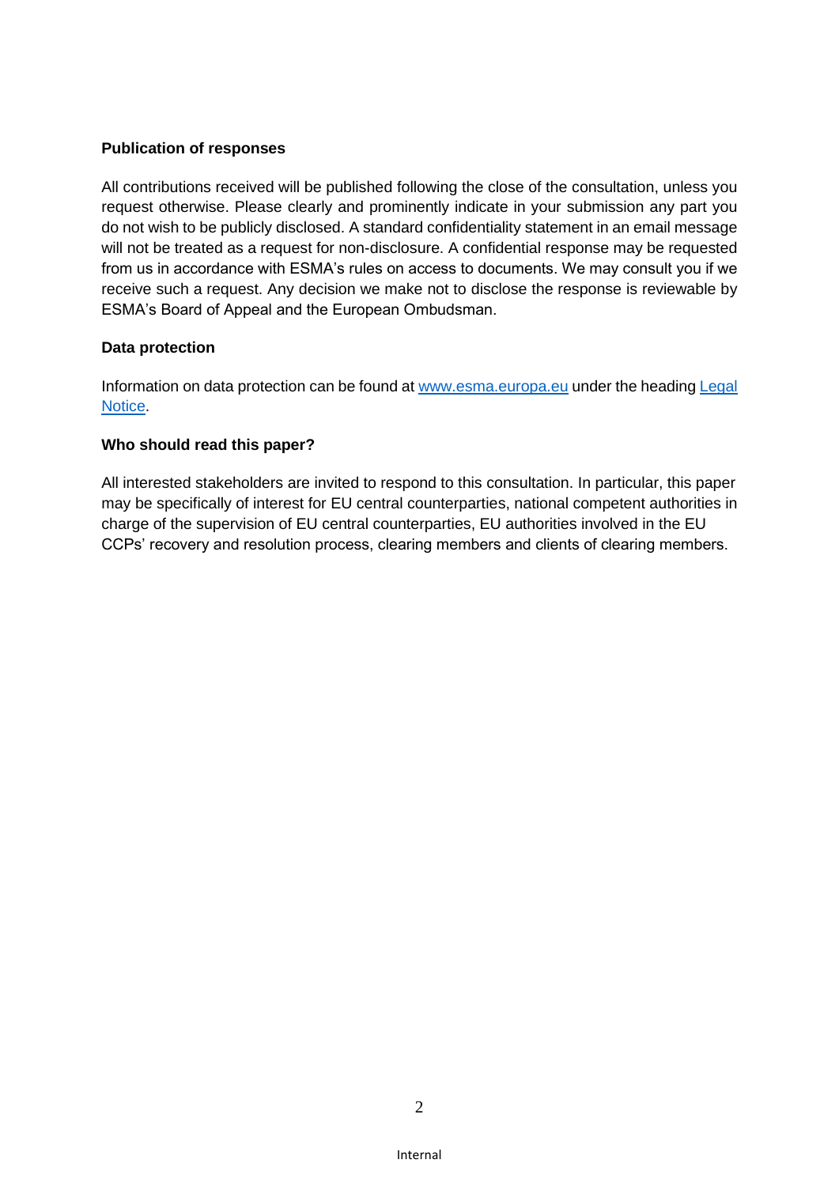**Publication of responses**

All contributions received will be published following the close of the consultation, unless you request otherwise. Please clearly and prominently indicate in your submission any part you do not wish to be publicly disclosed. A standard confidentiality statement in an email message will not be treated as a request for non-disclosure. A confidential response may be requested from us in accordance with ESMA's rules on access to documents. We may consult you if we receive such a request. Any decision we make not to disclose the response is reviewable by ESMA's Board of Appeal and the European Ombudsman.

**Data protection**

Information on data protection can be found at [www.esma.europa.eu](http://www.esma.europa.eu) under the heading [Legal Notice](http://www.esma.europa.eu/legal-notice).

**Who should read this paper?**

All interested stakeholders are invited to respond to this consultation. In particular, this paper may be specifically of interest for EU central counterparties, national competent authorities in charge of the supervision of EU central counterparties, EU authorities involved in the EU CCPs' recovery and resolution process, clearing members and clients of clearing members.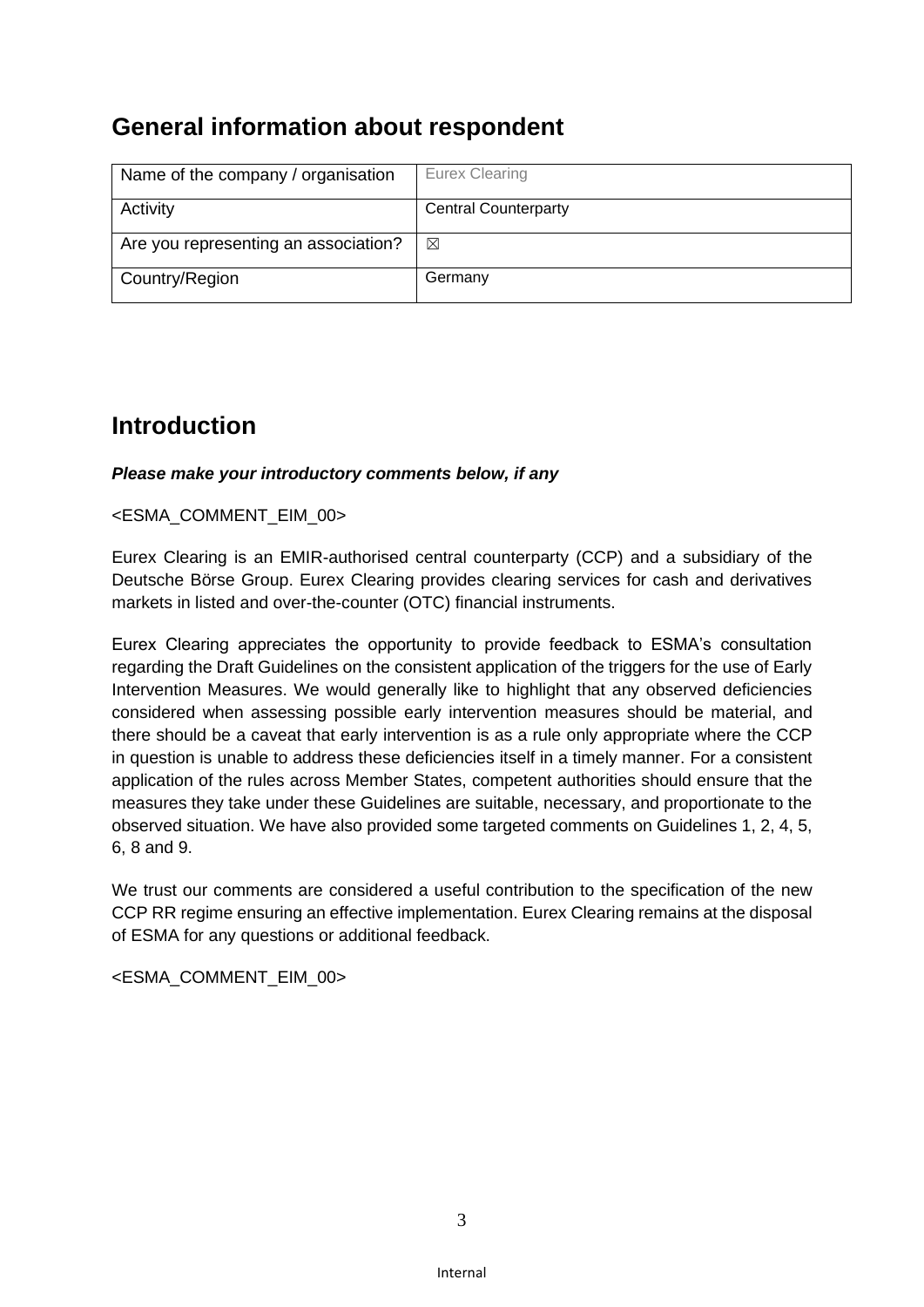## General information about respondent

| Name of the company / organisation | Eurex Clearing |
| --- | --- |
| Activity | Central Counterparty |
| Are you representing an association? | ☒ |
| Country/Region | Germany |

## Introduction

***Please make your introductory comments below, if any***

<ESMA_COMMENT_EIM_00>

Eurex Clearing is an EMIR-authorised central counterparty (CCP) and a subsidiary of the Deutsche Börse Group. Eurex Clearing provides clearing services for cash and derivatives markets in listed and over-the-counter (OTC) financial instruments.

Eurex Clearing appreciates the opportunity to provide feedback to ESMA's consultation regarding the Draft Guidelines on the consistent application of the triggers for the use of Early Intervention Measures. We would generally like to highlight that any observed deficiencies considered when assessing possible early intervention measures should be material, and there should be a caveat that early intervention is as a rule only appropriate where the CCP in question is unable to address these deficiencies itself in a timely manner. For a consistent application of the rules across Member States, competent authorities should ensure that the measures they take under these Guidelines are suitable, necessary, and proportionate to the observed situation. We have also provided some targeted comments on Guidelines 1, 2, 4, 5, 6, 8 and 9.

We trust our comments are considered a useful contribution to the specification of the new CCP RR regime ensuring an effective implementation. Eurex Clearing remains at the disposal of ESMA for any questions or additional feedback.

<ESMA_COMMENT_EIM_00>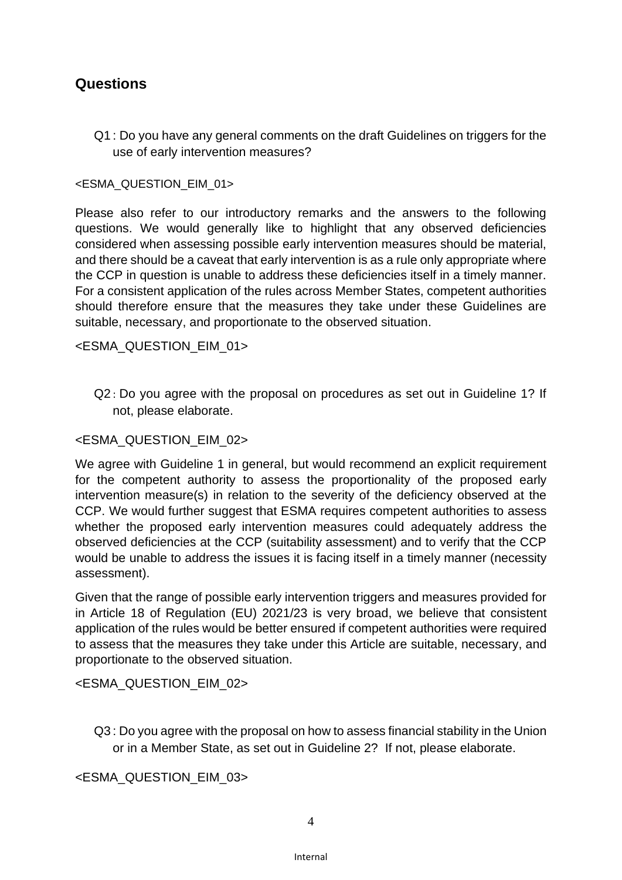## Questions

Q1 : Do you have any general comments on the draft Guidelines on triggers for the use of early intervention measures?

<ESMA_QUESTION_EIM_01>

Please also refer to our introductory remarks and the answers to the following questions. We would generally like to highlight that any observed deficiencies considered when assessing possible early intervention measures should be material, and there should be a caveat that early intervention is as a rule only appropriate where the CCP in question is unable to address these deficiencies itself in a timely manner. For a consistent application of the rules across Member States, competent authorities should therefore ensure that the measures they take under these Guidelines are suitable, necessary, and proportionate to the observed situation.

<ESMA_QUESTION_EIM_01>

Q2 : Do you agree with the proposal on procedures as set out in Guideline 1? If not, please elaborate.

<ESMA_QUESTION_EIM_02>

We agree with Guideline 1 in general, but would recommend an explicit requirement for the competent authority to assess the proportionality of the proposed early intervention measure(s) in relation to the severity of the deficiency observed at the CCP. We would further suggest that ESMA requires competent authorities to assess whether the proposed early intervention measures could adequately address the observed deficiencies at the CCP (suitability assessment) and to verify that the CCP would be unable to address the issues it is facing itself in a timely manner (necessity assessment).

Given that the range of possible early intervention triggers and measures provided for in Article 18 of Regulation (EU) 2021/23 is very broad, we believe that consistent application of the rules would be better ensured if competent authorities were required to assess that the measures they take under this Article are suitable, necessary, and proportionate to the observed situation.

<ESMA_QUESTION_EIM_02>

Q3 : Do you agree with the proposal on how to assess financial stability in the Union or in a Member State, as set out in Guideline 2? If not, please elaborate.

<ESMA_QUESTION_EIM_03>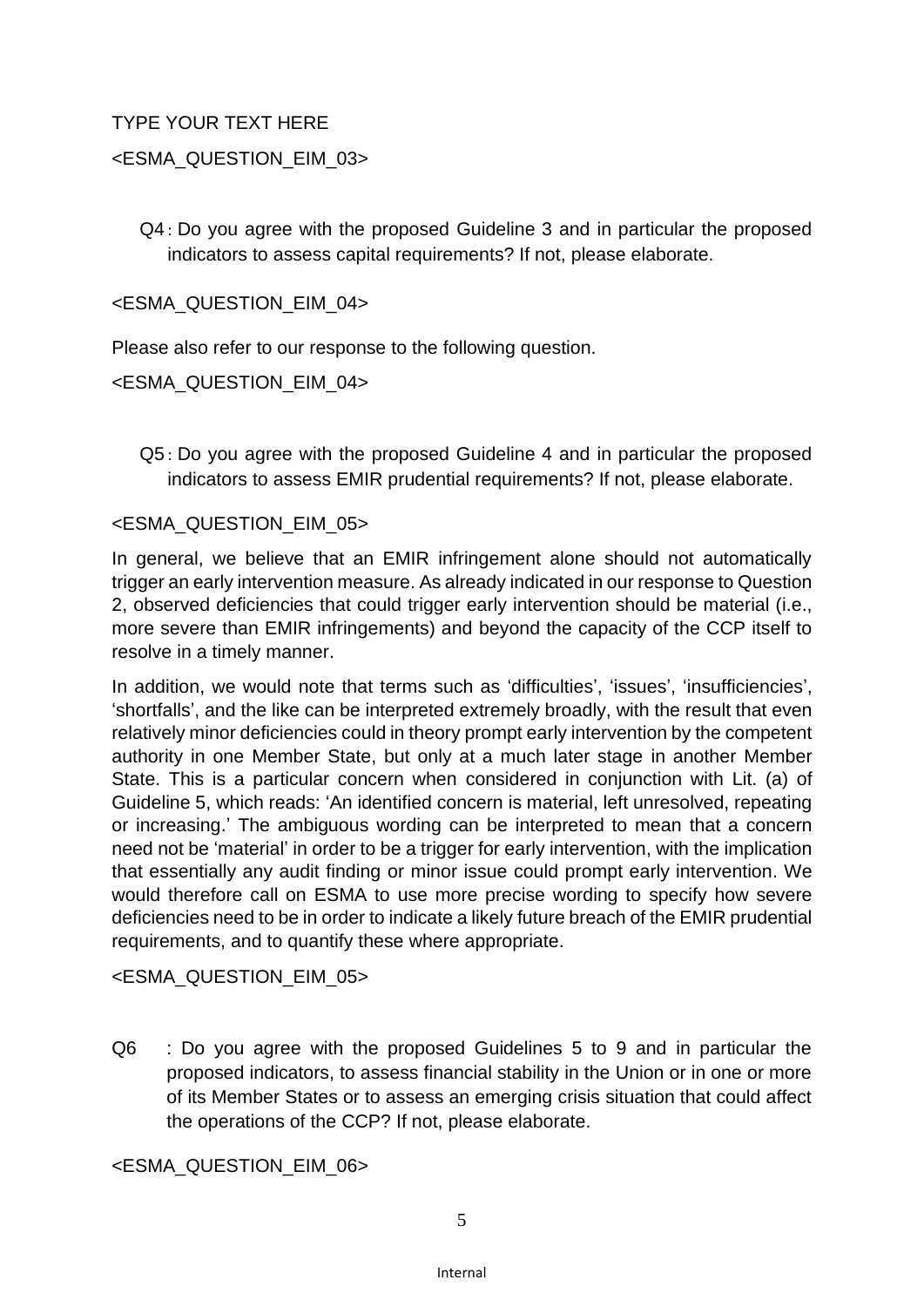TYPE YOUR TEXT HERE

<ESMA_QUESTION_EIM_03>

Q4 : Do you agree with the proposed Guideline 3 and in particular the proposed indicators to assess capital requirements? If not, please elaborate.

<ESMA_QUESTION_EIM_04>

Please also refer to our response to the following question.

<ESMA_QUESTION_EIM_04>

Q5 : Do you agree with the proposed Guideline 4 and in particular the proposed indicators to assess EMIR prudential requirements? If not, please elaborate.

<ESMA_QUESTION_EIM_05>

In general, we believe that an EMIR infringement alone should not automatically trigger an early intervention measure. As already indicated in our response to Question 2, observed deficiencies that could trigger early intervention should be material (i.e., more severe than EMIR infringements) and beyond the capacity of the CCP itself to resolve in a timely manner.

In addition, we would note that terms such as 'difficulties', 'issues', 'insufficiencies', 'shortfalls', and the like can be interpreted extremely broadly, with the result that even relatively minor deficiencies could in theory prompt early intervention by the competent authority in one Member State, but only at a much later stage in another Member State. This is a particular concern when considered in conjunction with Lit. (a) of Guideline 5, which reads: 'An identified concern is material, left unresolved, repeating or increasing.' The ambiguous wording can be interpreted to mean that a concern need not be 'material' in order to be a trigger for early intervention, with the implication that essentially any audit finding or minor issue could prompt early intervention. We would therefore call on ESMA to use more precise wording to specify how severe deficiencies need to be in order to indicate a likely future breach of the EMIR prudential requirements, and to quantify these where appropriate.

<ESMA_QUESTION_EIM_05>

Q6 : Do you agree with the proposed Guidelines 5 to 9 and in particular the proposed indicators, to assess financial stability in the Union or in one or more of its Member States or to assess an emerging crisis situation that could affect the operations of the CCP? If not, please elaborate.

<ESMA_QUESTION_EIM_06>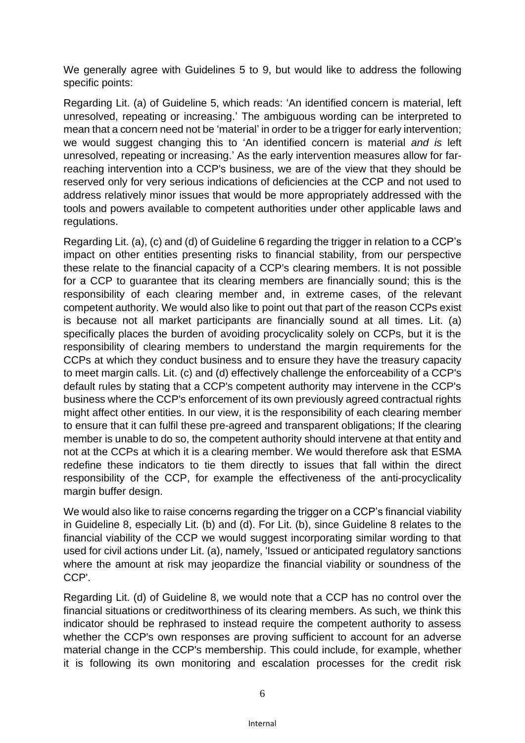We generally agree with Guidelines 5 to 9, but would like to address the following specific points:

Regarding Lit. (a) of Guideline 5, which reads: 'An identified concern is material, left unresolved, repeating or increasing.' The ambiguous wording can be interpreted to mean that a concern need not be 'material' in order to be a trigger for early intervention; we would suggest changing this to 'An identified concern is material *and is* left unresolved, repeating or increasing.' As the early intervention measures allow for far-reaching intervention into a CCP's business, we are of the view that they should be reserved only for very serious indications of deficiencies at the CCP and not used to address relatively minor issues that would be more appropriately addressed with the tools and powers available to competent authorities under other applicable laws and regulations.

Regarding Lit. (a), (c) and (d) of Guideline 6 regarding the trigger in relation to a CCP's impact on other entities presenting risks to financial stability, from our perspective these relate to the financial capacity of a CCP's clearing members. It is not possible for a CCP to guarantee that its clearing members are financially sound; this is the responsibility of each clearing member and, in extreme cases, of the relevant competent authority. We would also like to point out that part of the reason CCPs exist is because not all market participants are financially sound at all times. Lit. (a) specifically places the burden of avoiding procyclicality solely on CCPs, but it is the responsibility of clearing members to understand the margin requirements for the CCPs at which they conduct business and to ensure they have the treasury capacity to meet margin calls. Lit. (c) and (d) effectively challenge the enforceability of a CCP's default rules by stating that a CCP's competent authority may intervene in the CCP's business where the CCP's enforcement of its own previously agreed contractual rights might affect other entities. In our view, it is the responsibility of each clearing member to ensure that it can fulfil these pre-agreed and transparent obligations; If the clearing member is unable to do so, the competent authority should intervene at that entity and not at the CCPs at which it is a clearing member. We would therefore ask that ESMA redefine these indicators to tie them directly to issues that fall within the direct responsibility of the CCP, for example the effectiveness of the anti-procyclicality margin buffer design.

We would also like to raise concerns regarding the trigger on a CCP's financial viability in Guideline 8, especially Lit. (b) and (d). For Lit. (b), since Guideline 8 relates to the financial viability of the CCP we would suggest incorporating similar wording to that used for civil actions under Lit. (a), namely, 'Issued or anticipated regulatory sanctions where the amount at risk may jeopardize the financial viability or soundness of the CCP'.

Regarding Lit. (d) of Guideline 8, we would note that a CCP has no control over the financial situations or creditworthiness of its clearing members. As such, we think this indicator should be rephrased to instead require the competent authority to assess whether the CCP's own responses are proving sufficient to account for an adverse material change in the CCP's membership. This could include, for example, whether it is following its own monitoring and escalation processes for the credit risk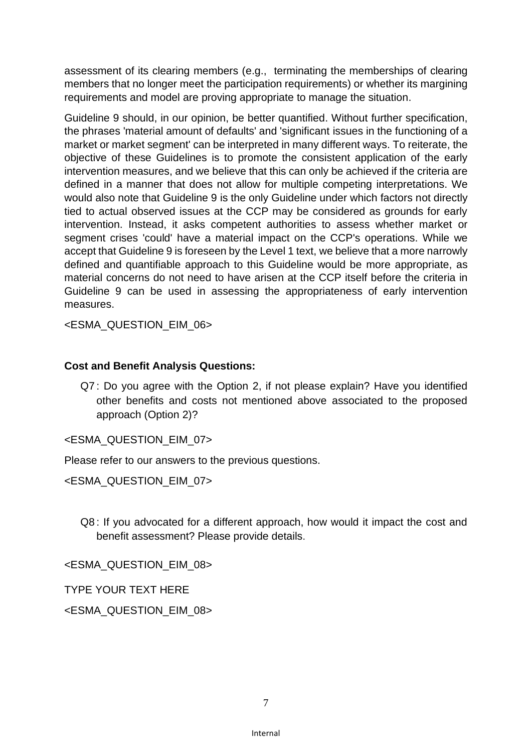assessment of its clearing members (e.g., terminating the memberships of clearing members that no longer meet the participation requirements) or whether its margining requirements and model are proving appropriate to manage the situation.

Guideline 9 should, in our opinion, be better quantified. Without further specification, the phrases 'material amount of defaults' and 'significant issues in the functioning of a market or market segment' can be interpreted in many different ways. To reiterate, the objective of these Guidelines is to promote the consistent application of the early intervention measures, and we believe that this can only be achieved if the criteria are defined in a manner that does not allow for multiple competing interpretations. We would also note that Guideline 9 is the only Guideline under which factors not directly tied to actual observed issues at the CCP may be considered as grounds for early intervention. Instead, it asks competent authorities to assess whether market or segment crises 'could' have a material impact on the CCP's operations. While we accept that Guideline 9 is foreseen by the Level 1 text, we believe that a more narrowly defined and quantifiable approach to this Guideline would be more appropriate, as material concerns do not need to have arisen at the CCP itself before the criteria in Guideline 9 can be used in assessing the appropriateness of early intervention measures.

<ESMA_QUESTION_EIM_06>

**Cost and Benefit Analysis Questions:**

Q7 : Do you agree with the Option 2, if not please explain? Have you identified other benefits and costs not mentioned above associated to the proposed approach (Option 2)?

<ESMA_QUESTION_EIM_07>

Please refer to our answers to the previous questions.

<ESMA_QUESTION_EIM_07>

Q8 : If you advocated for a different approach, how would it impact the cost and benefit assessment? Please provide details.

<ESMA_QUESTION_EIM_08>

TYPE YOUR TEXT HERE

<ESMA_QUESTION_EIM_08>